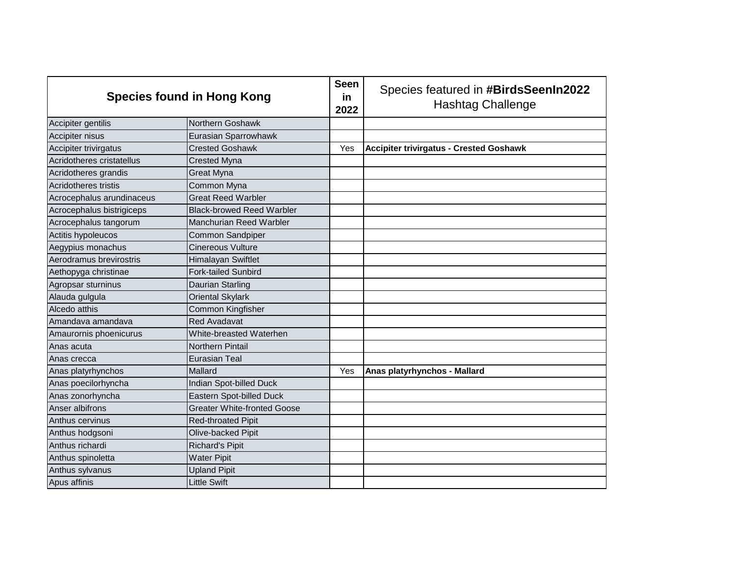| Species found in Hong Kong | | Seen in 2022 | Species featured in **#BirdsSeenIn2022** Hashtag Challenge |
|---|---|---|---|
| Accipiter gentilis | Northern Goshawk | | |
| Accipiter nisus | Eurasian Sparrowhawk | | |
| Accipiter trivirgatus | Crested Goshawk | Yes | **Accipiter trivirgatus - Crested Goshawk** |
| Acridotheres cristatellus | Crested Myna | | |
| Acridotheres grandis | Great Myna | | |
| Acridotheres tristis | Common Myna | | |
| Acrocephalus arundinaceus | Great Reed Warbler | | |
| Acrocephalus bistrigiceps | Black-browed Reed Warbler | | |
| Acrocephalus tangorum | Manchurian Reed Warbler | | |
| Actitis hypoleucos | Common Sandpiper | | |
| Aegypius monachus | Cinereous Vulture | | |
| Aerodramus brevirostris | Himalayan Swiftlet | | |
| Aethopyga christinae | Fork-tailed Sunbird | | |
| Agropsar sturninus | Daurian Starling | | |
| Alauda gulgula | Oriental Skylark | | |
| Alcedo atthis | Common Kingfisher | | |
| Amandava amandava | Red Avadavat | | |
| Amaurornis phoenicurus | White-breasted Waterhen | | |
| Anas acuta | Northern Pintail | | |
| Anas crecca | Eurasian Teal | | |
| Anas platyrhynchos | Mallard | Yes | **Anas platyrhynchos - Mallard** |
| Anas poecilorhyncha | Indian Spot-billed Duck | | |
| Anas zonorhyncha | Eastern Spot-billed Duck | | |
| Anser albifrons | Greater White-fronted Goose | | |
| Anthus cervinus | Red-throated Pipit | | |
| Anthus hodgsoni | Olive-backed Pipit | | |
| Anthus richardi | Richard's Pipit | | |
| Anthus spinoletta | Water Pipit | | |
| Anthus sylvanus | Upland Pipit | | |
| Apus affinis | Little Swift | | |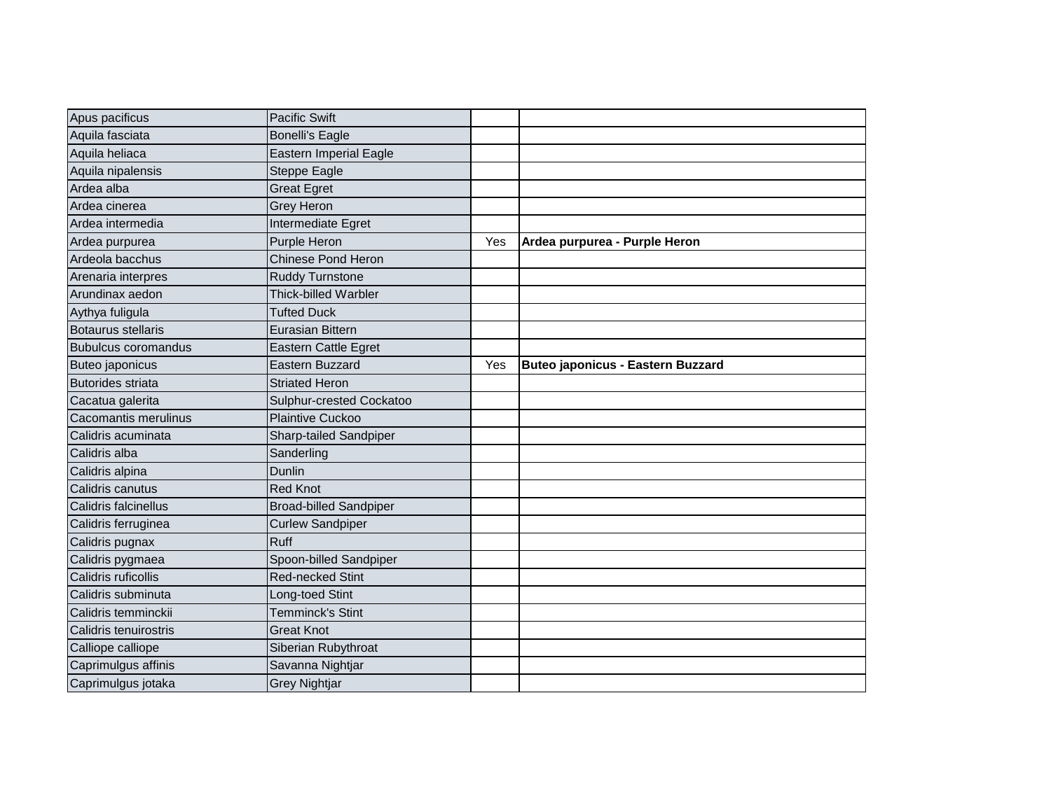| Apus pacificus | Pacific Swift | | |
|---|---|---|---|
| Aquila fasciata | Bonelli's Eagle | | |
| Aquila heliaca | Eastern Imperial Eagle | | |
| Aquila nipalensis | Steppe Eagle | | |
| Ardea alba | Great Egret | | |
| Ardea cinerea | Grey Heron | | |
| Ardea intermedia | Intermediate Egret | | |
| Ardea purpurea | Purple Heron | Yes | **Ardea purpurea - Purple Heron** |
| Ardeola bacchus | Chinese Pond Heron | | |
| Arenaria interpres | Ruddy Turnstone | | |
| Arundinax aedon | Thick-billed Warbler | | |
| Aythya fuligula | Tufted Duck | | |
| Botaurus stellaris | Eurasian Bittern | | |
| Bubulcus coromandus | Eastern Cattle Egret | | |
| Buteo japonicus | Eastern Buzzard | Yes | **Buteo japonicus - Eastern Buzzard** |
| Butorides striata | Striated Heron | | |
| Cacatua galerita | Sulphur-crested Cockatoo | | |
| Cacomantis merulinus | Plaintive Cuckoo | | |
| Calidris acuminata | Sharp-tailed Sandpiper | | |
| Calidris alba | Sanderling | | |
| Calidris alpina | Dunlin | | |
| Calidris canutus | Red Knot | | |
| Calidris falcinellus | Broad-billed Sandpiper | | |
| Calidris ferruginea | Curlew Sandpiper | | |
| Calidris pugnax | Ruff | | |
| Calidris pygmaea | Spoon-billed Sandpiper | | |
| Calidris ruficollis | Red-necked Stint | | |
| Calidris subminuta | Long-toed Stint | | |
| Calidris temminckii | Temminck's Stint | | |
| Calidris tenuirostris | Great Knot | | |
| Calliope calliope | Siberian Rubythroat | | |
| Caprimulgus affinis | Savanna Nightjar | | |
| Caprimulgus jotaka | Grey Nightjar | | |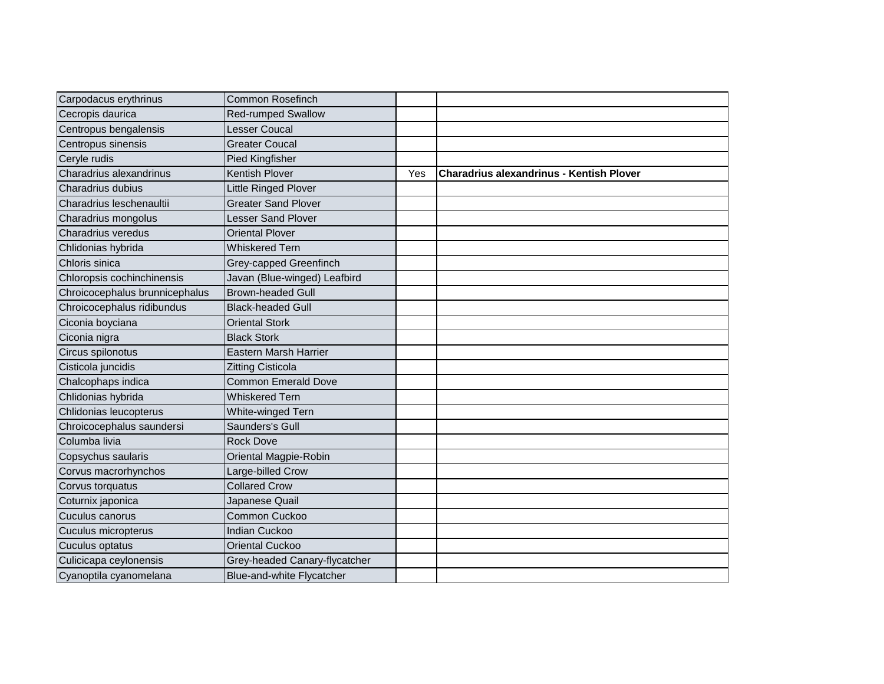| | | | |
|---|---|---|---|
| Carpodacus erythrinus | Common Rosefinch | | |
| Cecropis daurica | Red-rumped Swallow | | |
| Centropus bengalensis | Lesser Coucal | | |
| Centropus sinensis | Greater Coucal | | |
| Ceryle rudis | Pied Kingfisher | | |
| Charadrius alexandrinus | Kentish Plover | Yes | **Charadrius alexandrinus - Kentish Plover** |
| Charadrius dubius | Little Ringed Plover | | |
| Charadrius leschenaultii | Greater Sand Plover | | |
| Charadrius mongolus | Lesser Sand Plover | | |
| Charadrius veredus | Oriental Plover | | |
| Chlidonias hybrida | Whiskered Tern | | |
| Chloris sinica | Grey-capped Greenfinch | | |
| Chloropsis cochinchinensis | Javan (Blue-winged) Leafbird | | |
| Chroicocephalus brunnicephalus | Brown-headed Gull | | |
| Chroicocephalus ridibundus | Black-headed Gull | | |
| Ciconia boyciana | Oriental Stork | | |
| Ciconia nigra | Black Stork | | |
| Circus spilonotus | Eastern Marsh Harrier | | |
| Cisticola juncidis | Zitting Cisticola | | |
| Chalcophaps indica | Common Emerald Dove | | |
| Chlidonias hybrida | Whiskered Tern | | |
| Chlidonias leucopterus | White-winged Tern | | |
| Chroicocephalus saundersi | Saunders's Gull | | |
| Columba livia | Rock Dove | | |
| Copsychus saularis | Oriental Magpie-Robin | | |
| Corvus macrorhynchos | Large-billed Crow | | |
| Corvus torquatus | Collared Crow | | |
| Coturnix japonica | Japanese Quail | | |
| Cuculus canorus | Common Cuckoo | | |
| Cuculus micropterus | Indian Cuckoo | | |
| Cuculus optatus | Oriental Cuckoo | | |
| Culicicapa ceylonensis | Grey-headed Canary-flycatcher | | |
| Cyanoptila cyanomelana | Blue-and-white Flycatcher | | |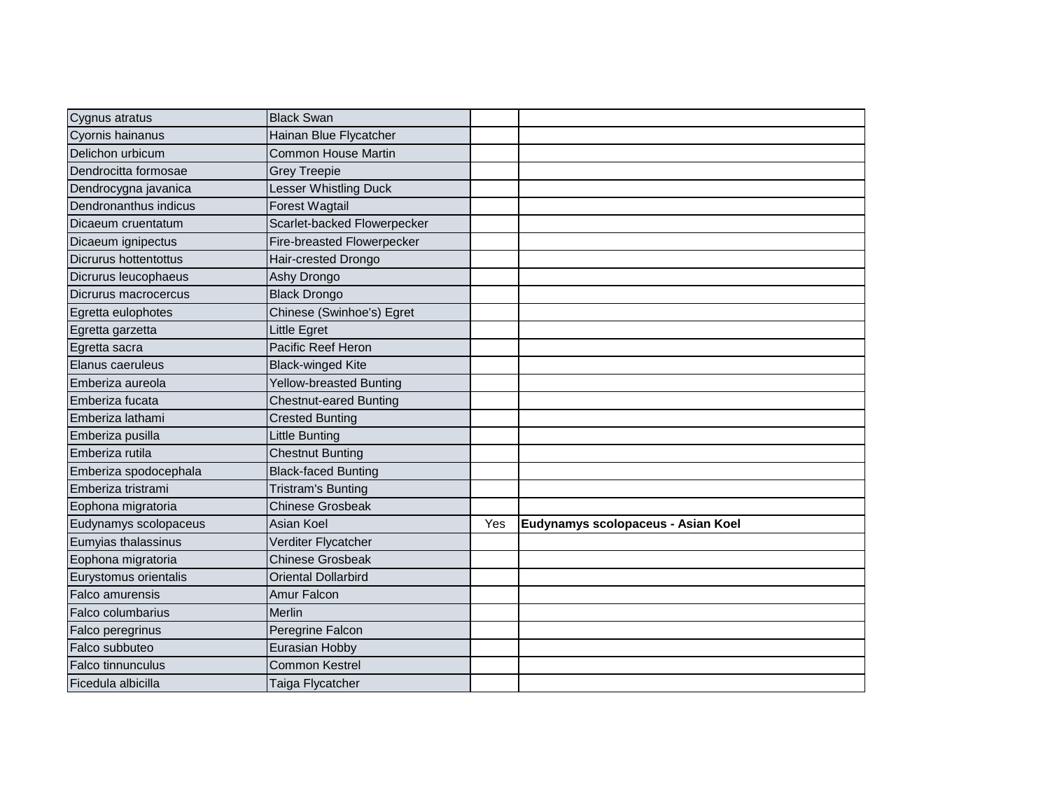| | | | |
|---|---|---|---|
| Cygnus atratus | Black Swan | | |
| Cyornis hainanus | Hainan Blue Flycatcher | | |
| Delichon urbicum | Common House Martin | | |
| Dendrocitta formosae | Grey Treepie | | |
| Dendrocygna javanica | Lesser Whistling Duck | | |
| Dendronanthus indicus | Forest Wagtail | | |
| Dicaeum cruentatum | Scarlet-backed Flowerpecker | | |
| Dicaeum ignipectus | Fire-breasted Flowerpecker | | |
| Dicrurus hottentottus | Hair-crested Drongo | | |
| Dicrurus leucophaeus | Ashy Drongo | | |
| Dicrurus macrocercus | Black Drongo | | |
| Egretta eulophotes | Chinese (Swinhoe's) Egret | | |
| Egretta garzetta | Little Egret | | |
| Egretta sacra | Pacific Reef Heron | | |
| Elanus caeruleus | Black-winged Kite | | |
| Emberiza aureola | Yellow-breasted Bunting | | |
| Emberiza fucata | Chestnut-eared Bunting | | |
| Emberiza lathami | Crested Bunting | | |
| Emberiza pusilla | Little Bunting | | |
| Emberiza rutila | Chestnut Bunting | | |
| Emberiza spodocephala | Black-faced Bunting | | |
| Emberiza tristrami | Tristram's Bunting | | |
| Eophona migratoria | Chinese Grosbeak | | |
| Eudynamys scolopaceus | Asian Koel | Yes | **Eudynamys scolopaceus - Asian Koel** |
| Eumyias thalassinus | Verditer Flycatcher | | |
| Eophona migratoria | Chinese Grosbeak | | |
| Eurystomus orientalis | Oriental Dollarbird | | |
| Falco amurensis | Amur Falcon | | |
| Falco columbarius | Merlin | | |
| Falco peregrinus | Peregrine Falcon | | |
| Falco subbuteo | Eurasian Hobby | | |
| Falco tinnunculus | Common Kestrel | | |
| Ficedula albicilla | Taiga Flycatcher | | |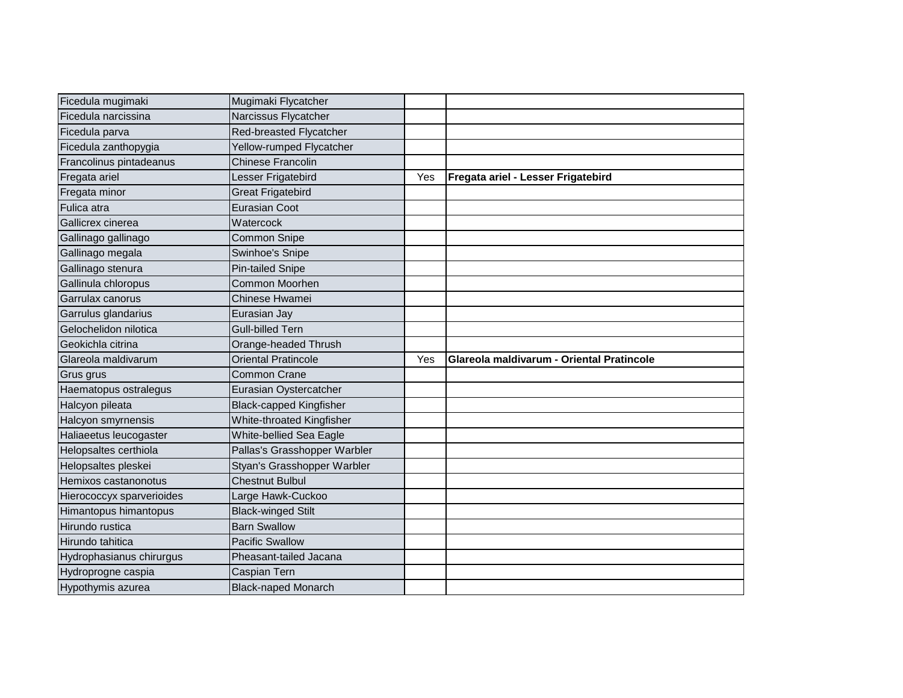| | | | |
|---|---|---|---|
| Ficedula mugimaki | Mugimaki Flycatcher | | |
| Ficedula narcissina | Narcissus Flycatcher | | |
| Ficedula parva | Red-breasted Flycatcher | | |
| Ficedula zanthopygia | Yellow-rumped Flycatcher | | |
| Francolinus pintadeanus | Chinese Francolin | | |
| Fregata ariel | Lesser Frigatebird | Yes | **Fregata ariel - Lesser Frigatebird** |
| Fregata minor | Great Frigatebird | | |
| Fulica atra | Eurasian Coot | | |
| Gallicrex cinerea | Watercock | | |
| Gallinago gallinago | Common Snipe | | |
| Gallinago megala | Swinhoe's Snipe | | |
| Gallinago stenura | Pin-tailed Snipe | | |
| Gallinula chloropus | Common Moorhen | | |
| Garrulax canorus | Chinese Hwamei | | |
| Garrulus glandarius | Eurasian Jay | | |
| Gelochelidon nilotica | Gull-billed Tern | | |
| Geokichla citrina | Orange-headed Thrush | | |
| Glareola maldivarum | Oriental Pratincole | Yes | **Glareola maldivarum - Oriental Pratincole** |
| Grus grus | Common Crane | | |
| Haematopus ostralegus | Eurasian Oystercatcher | | |
| Halcyon pileata | Black-capped Kingfisher | | |
| Halcyon smyrnensis | White-throated Kingfisher | | |
| Haliaeetus leucogaster | White-bellied Sea Eagle | | |
| Helopsaltes certhiola | Pallas's Grasshopper Warbler | | |
| Helopsaltes pleskei | Styan's Grasshopper Warbler | | |
| Hemixos castanonotus | Chestnut Bulbul | | |
| Hierococcyx sparverioides | Large Hawk-Cuckoo | | |
| Himantopus himantopus | Black-winged Stilt | | |
| Hirundo rustica | Barn Swallow | | |
| Hirundo tahitica | Pacific Swallow | | |
| Hydrophasianus chirurgus | Pheasant-tailed Jacana | | |
| Hydroprogne caspia | Caspian Tern | | |
| Hypothymis azurea | Black-naped Monarch | | |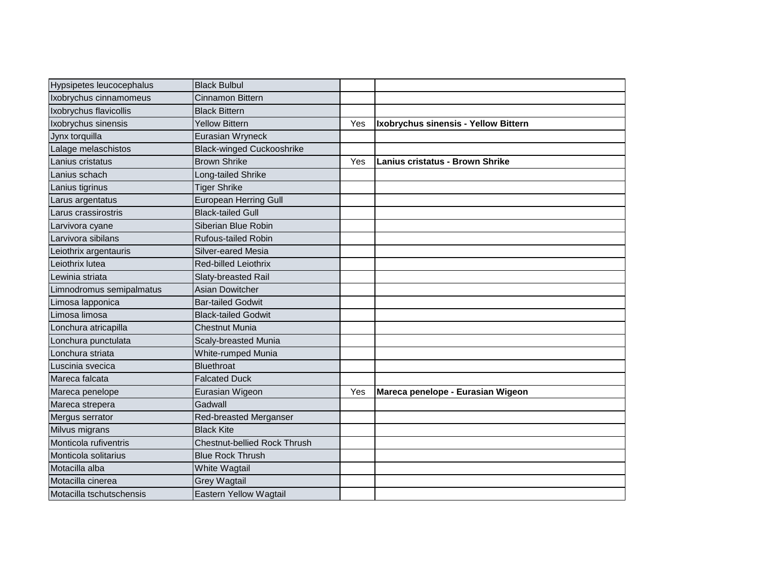| | | | |
|---|---|---|---|
| Hypsipetes leucocephalus | Black Bulbul | | |
| Ixobrychus cinnamomeus | Cinnamon Bittern | | |
| Ixobrychus flavicollis | Black Bittern | | |
| Ixobrychus sinensis | Yellow Bittern | Yes | **Ixobrychus sinensis - Yellow Bittern** |
| Jynx torquilla | Eurasian Wryneck | | |
| Lalage melaschistos | Black-winged Cuckooshrike | | |
| Lanius cristatus | Brown Shrike | Yes | **Lanius cristatus - Brown Shrike** |
| Lanius schach | Long-tailed Shrike | | |
| Lanius tigrinus | Tiger Shrike | | |
| Larus argentatus | European Herring Gull | | |
| Larus crassirostris | Black-tailed Gull | | |
| Larvivora cyane | Siberian Blue Robin | | |
| Larvivora sibilans | Rufous-tailed Robin | | |
| Leiothrix argentauris | Silver-eared Mesia | | |
| Leiothrix lutea | Red-billed Leiothrix | | |
| Lewinia striata | Slaty-breasted Rail | | |
| Limnodromus semipalmatus | Asian Dowitcher | | |
| Limosa lapponica | Bar-tailed Godwit | | |
| Limosa limosa | Black-tailed Godwit | | |
| Lonchura atricapilla | Chestnut Munia | | |
| Lonchura punctulata | Scaly-breasted Munia | | |
| Lonchura striata | White-rumped Munia | | |
| Luscinia svecica | Bluethroat | | |
| Mareca falcata | Falcated Duck | | |
| Mareca penelope | Eurasian Wigeon | Yes | **Mareca penelope - Eurasian Wigeon** |
| Mareca strepera | Gadwall | | |
| Mergus serrator | Red-breasted Merganser | | |
| Milvus migrans | Black Kite | | |
| Monticola rufiventris | Chestnut-bellied Rock Thrush | | |
| Monticola solitarius | Blue Rock Thrush | | |
| Motacilla alba | White Wagtail | | |
| Motacilla cinerea | Grey Wagtail | | |
| Motacilla tschutschensis | Eastern Yellow Wagtail | | |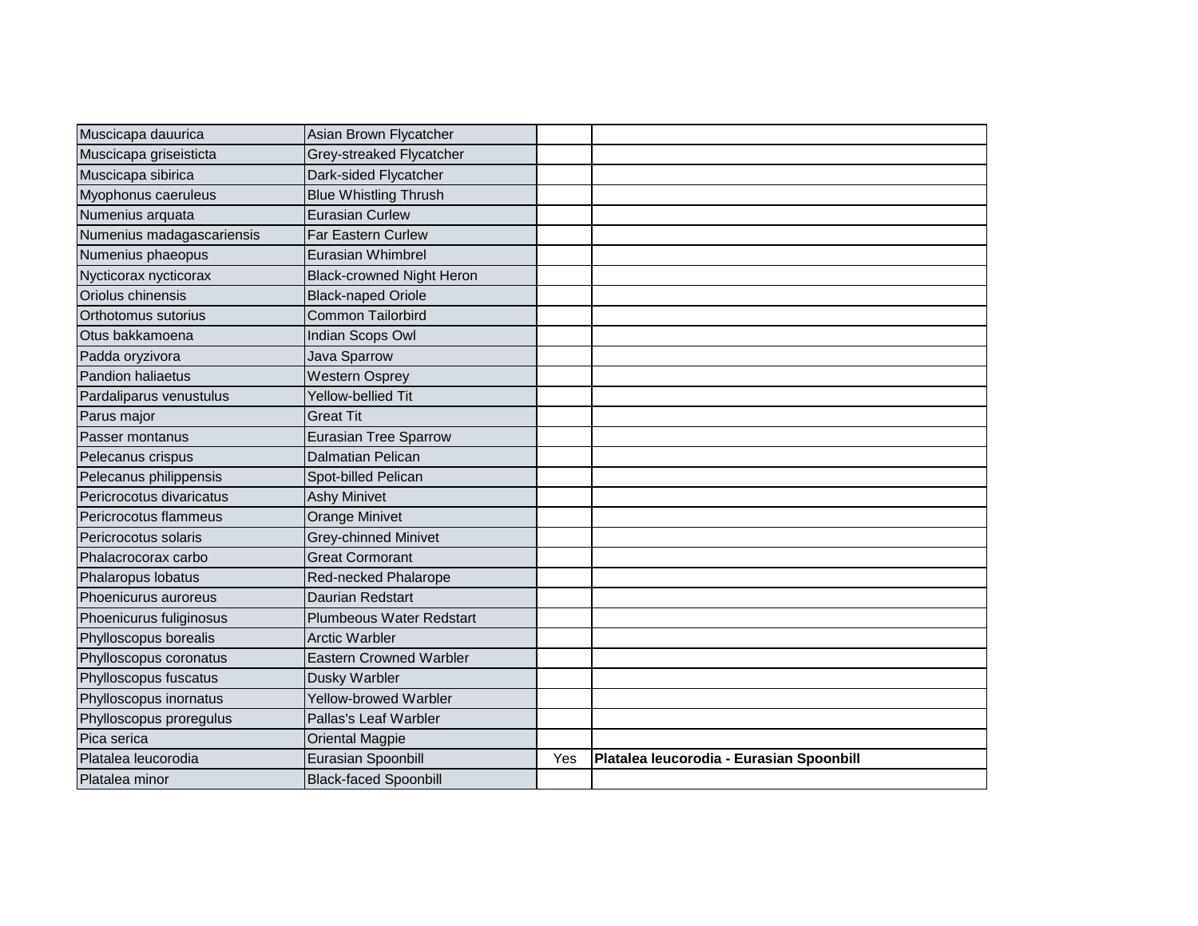| | | | |
|---|---|---|---|
| Muscicapa dauurica | Asian Brown Flycatcher | | |
| Muscicapa griseisticta | Grey-streaked Flycatcher | | |
| Muscicapa sibirica | Dark-sided Flycatcher | | |
| Myophonus caeruleus | Blue Whistling Thrush | | |
| Numenius arquata | Eurasian Curlew | | |
| Numenius madagascariensis | Far Eastern Curlew | | |
| Numenius phaeopus | Eurasian Whimbrel | | |
| Nycticorax nycticorax | Black-crowned Night Heron | | |
| Oriolus chinensis | Black-naped Oriole | | |
| Orthotomus sutorius | Common Tailorbird | | |
| Otus bakkamoena | Indian Scops Owl | | |
| Padda oryzivora | Java Sparrow | | |
| Pandion haliaetus | Western Osprey | | |
| Pardaliparus venustulus | Yellow-bellied Tit | | |
| Parus major | Great Tit | | |
| Passer montanus | Eurasian Tree Sparrow | | |
| Pelecanus crispus | Dalmatian Pelican | | |
| Pelecanus philippensis | Spot-billed Pelican | | |
| Pericrocotus divaricatus | Ashy Minivet | | |
| Pericrocotus flammeus | Orange Minivet | | |
| Pericrocotus solaris | Grey-chinned Minivet | | |
| Phalacrocorax carbo | Great Cormorant | | |
| Phalaropus lobatus | Red-necked Phalarope | | |
| Phoenicurus auroreus | Daurian Redstart | | |
| Phoenicurus fuliginosus | Plumbeous Water Redstart | | |
| Phylloscopus borealis | Arctic Warbler | | |
| Phylloscopus coronatus | Eastern Crowned Warbler | | |
| Phylloscopus fuscatus | Dusky Warbler | | |
| Phylloscopus inornatus | Yellow-browed Warbler | | |
| Phylloscopus proregulus | Pallas's Leaf Warbler | | |
| Pica serica | Oriental Magpie | | |
| Platalea leucorodia | Eurasian Spoonbill | Yes | **Platalea leucorodia - Eurasian Spoonbill** |
| Platalea minor | Black-faced Spoonbill | | |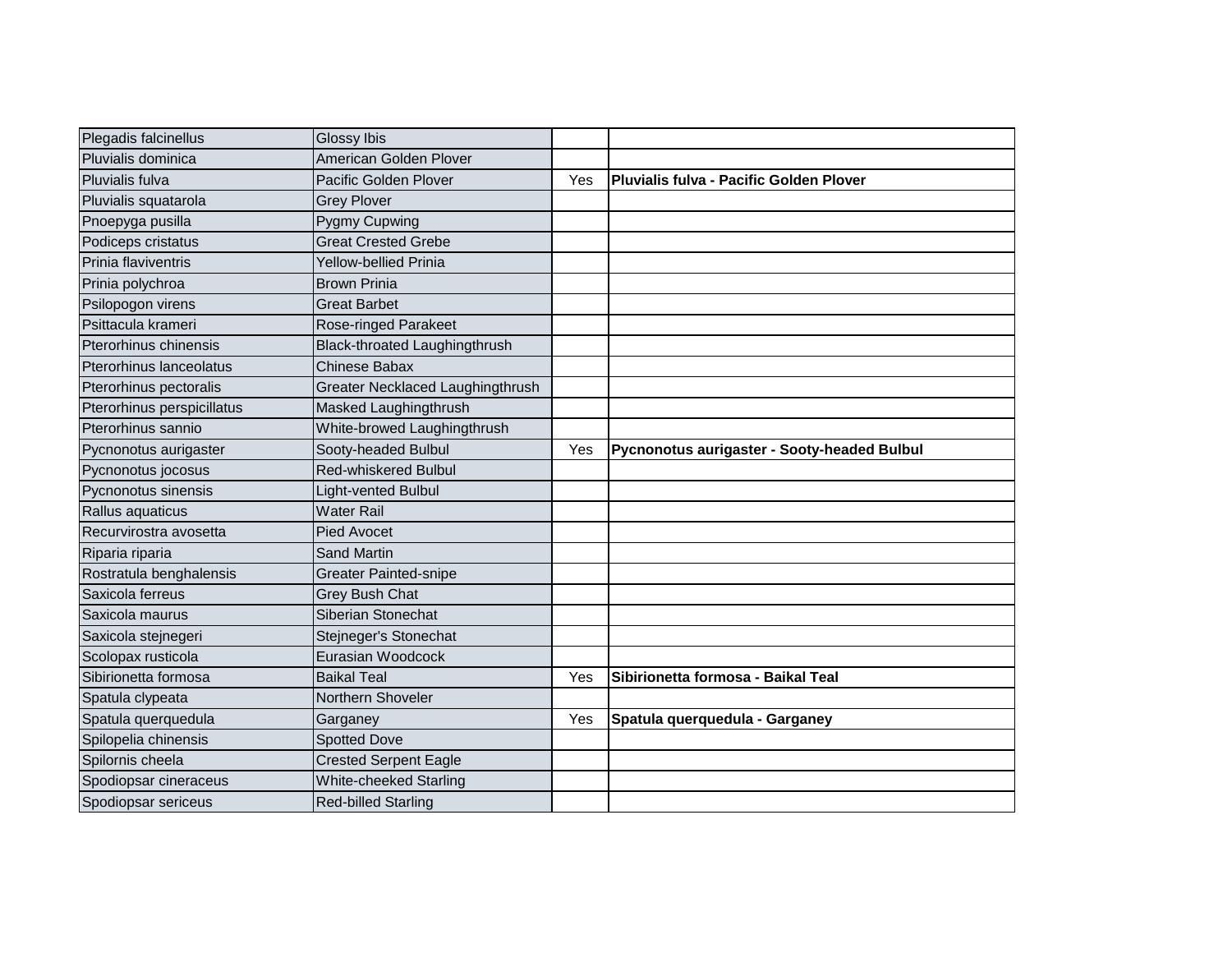| | | | |
|---|---|---|---|
| Plegadis falcinellus | Glossy Ibis | | |
| Pluvialis dominica | American Golden Plover | | |
| Pluvialis fulva | Pacific Golden Plover | Yes | **Pluvialis fulva - Pacific Golden Plover** |
| Pluvialis squatarola | Grey Plover | | |
| Pnoepyga pusilla | Pygmy Cupwing | | |
| Podiceps cristatus | Great Crested Grebe | | |
| Prinia flaviventris | Yellow-bellied Prinia | | |
| Prinia polychroa | Brown Prinia | | |
| Psilopogon virens | Great Barbet | | |
| Psittacula krameri | Rose-ringed Parakeet | | |
| Pterorhinus chinensis | Black-throated Laughingthrush | | |
| Pterorhinus lanceolatus | Chinese Babax | | |
| Pterorhinus pectoralis | Greater Necklaced Laughingthrush | | |
| Pterorhinus perspicillatus | Masked Laughingthrush | | |
| Pterorhinus sannio | White-browed Laughingthrush | | |
| Pycnonotus aurigaster | Sooty-headed Bulbul | Yes | **Pycnonotus aurigaster - Sooty-headed Bulbul** |
| Pycnonotus jocosus | Red-whiskered Bulbul | | |
| Pycnonotus sinensis | Light-vented Bulbul | | |
| Rallus aquaticus | Water Rail | | |
| Recurvirostra avosetta | Pied Avocet | | |
| Riparia riparia | Sand Martin | | |
| Rostratula benghalensis | Greater Painted-snipe | | |
| Saxicola ferreus | Grey Bush Chat | | |
| Saxicola maurus | Siberian Stonechat | | |
| Saxicola stejnegeri | Stejneger's Stonechat | | |
| Scolopax rusticola | Eurasian Woodcock | | |
| Sibirionetta formosa | Baikal Teal | Yes | **Sibirionetta formosa - Baikal Teal** |
| Spatula clypeata | Northern Shoveler | | |
| Spatula querquedula | Garganey | Yes | **Spatula querquedula - Garganey** |
| Spilopelia chinensis | Spotted Dove | | |
| Spilornis cheela | Crested Serpent Eagle | | |
| Spodiopsar cineraceus | White-cheeked Starling | | |
| Spodiopsar sericeus | Red-billed Starling | | |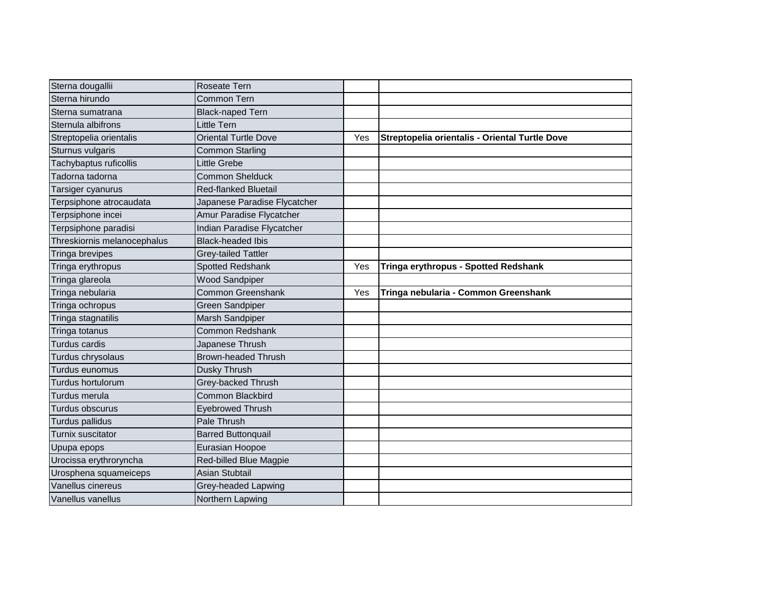| | | | |
|---|---|---|---|
| Sterna dougallii | Roseate Tern | | |
| Sterna hirundo | Common Tern | | |
| Sterna sumatrana | Black-naped Tern | | |
| Sternula albifrons | Little Tern | | |
| Streptopelia orientalis | Oriental Turtle Dove | Yes | **Streptopelia orientalis - Oriental Turtle Dove** |
| Sturnus vulgaris | Common Starling | | |
| Tachybaptus ruficollis | Little Grebe | | |
| Tadorna tadorna | Common Shelduck | | |
| Tarsiger cyanurus | Red-flanked Bluetail | | |
| Terpsiphone atrocaudata | Japanese Paradise Flycatcher | | |
| Terpsiphone incei | Amur Paradise Flycatcher | | |
| Terpsiphone paradisi | Indian Paradise Flycatcher | | |
| Threskiornis melanocephalus | Black-headed Ibis | | |
| Tringa brevipes | Grey-tailed Tattler | | |
| Tringa erythropus | Spotted Redshank | Yes | **Tringa erythropus - Spotted Redshank** |
| Tringa glareola | Wood Sandpiper | | |
| Tringa nebularia | Common Greenshank | Yes | **Tringa nebularia - Common Greenshank** |
| Tringa ochropus | Green Sandpiper | | |
| Tringa stagnatilis | Marsh Sandpiper | | |
| Tringa totanus | Common Redshank | | |
| Turdus cardis | Japanese Thrush | | |
| Turdus chrysolaus | Brown-headed Thrush | | |
| Turdus eunomus | Dusky Thrush | | |
| Turdus hortulorum | Grey-backed Thrush | | |
| Turdus merula | Common Blackbird | | |
| Turdus obscurus | Eyebrowed Thrush | | |
| Turdus pallidus | Pale Thrush | | |
| Turnix suscitator | Barred Buttonquail | | |
| Upupa epops | Eurasian Hoopoe | | |
| Urocissa erythroryncha | Red-billed Blue Magpie | | |
| Urosphena squameiceps | Asian Stubtail | | |
| Vanellus cinereus | Grey-headed Lapwing | | |
| Vanellus vanellus | Northern Lapwing | | |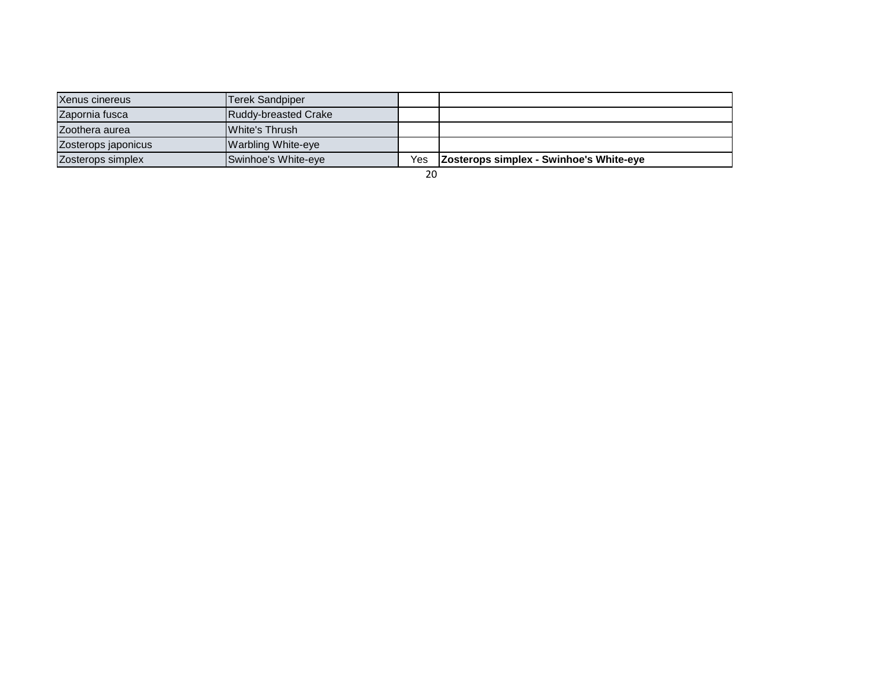| | | | |
|---|---|---|---|
| Xenus cinereus | Terek Sandpiper | | |
| Zapornia fusca | Ruddy-breasted Crake | | |
| Zoothera aurea | White's Thrush | | |
| Zosterops japonicus | Warbling White-eye | | |
| Zosterops simplex | Swinhoe's White-eye | Yes | **Zosterops simplex - Swinhoe's White-eye** |